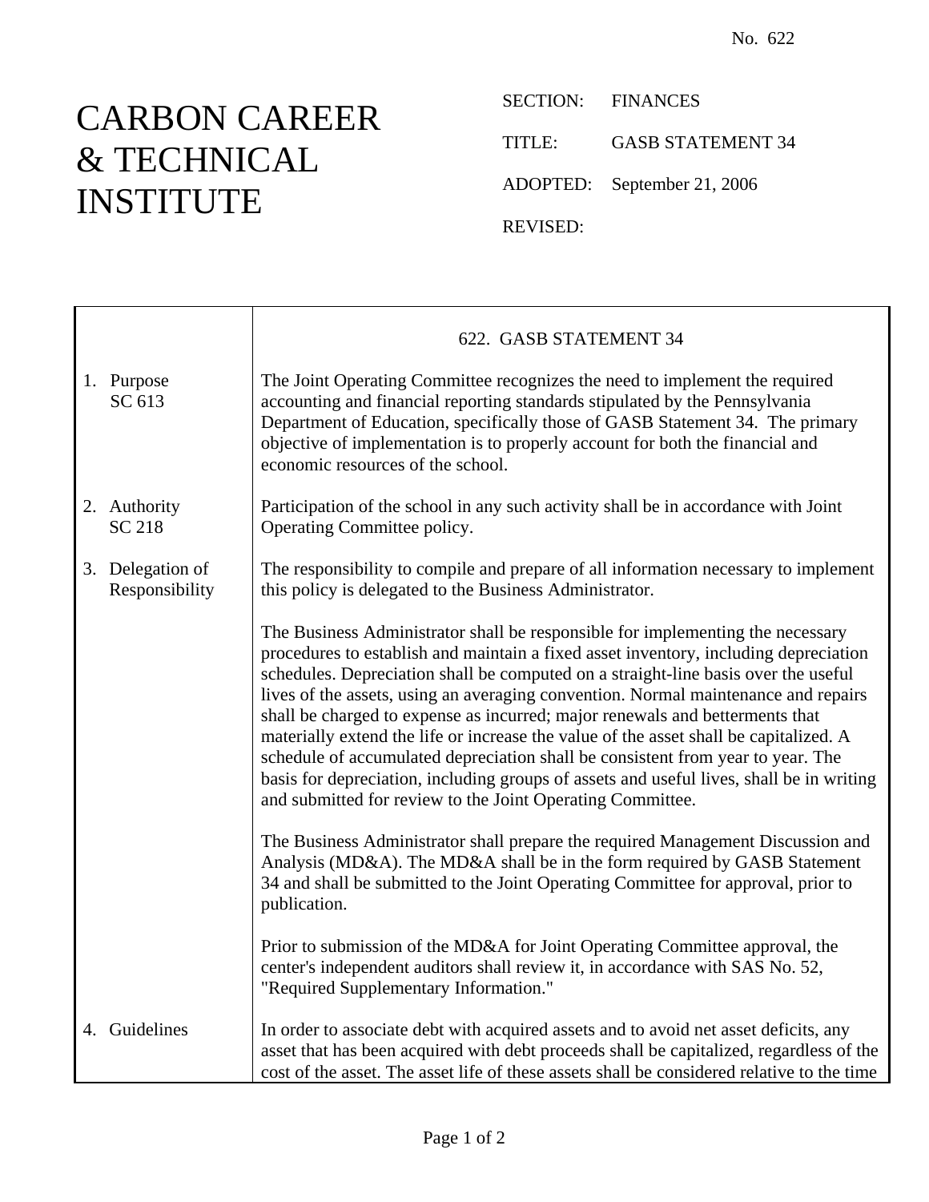No. 622

# CARBON CAREER & TECHNICAL INSTITUTE

SECTION: FINANCES

TITLE: GASB STATEMENT 34

ADOPTED: September 21, 2006

REVISED:

## 622. GASB STATEMENT 34

**1. Purpose**
SC 613

The Joint Operating Committee recognizes the need to implement the required accounting and financial reporting standards stipulated by the Pennsylvania Department of Education, specifically those of GASB Statement 34. The primary objective of implementation is to properly account for both the financial and economic resources of the school.

**2. Authority**
SC 218

Participation of the school in any such activity shall be in accordance with Joint Operating Committee policy.

**3. Delegation of Responsibility**

The responsibility to compile and prepare of all information necessary to implement this policy is delegated to the Business Administrator.

The Business Administrator shall be responsible for implementing the necessary procedures to establish and maintain a fixed asset inventory, including depreciation schedules. Depreciation shall be computed on a straight-line basis over the useful lives of the assets, using an averaging convention. Normal maintenance and repairs shall be charged to expense as incurred; major renewals and betterments that materially extend the life or increase the value of the asset shall be capitalized. A schedule of accumulated depreciation shall be consistent from year to year. The basis for depreciation, including groups of assets and useful lives, shall be in writing and submitted for review to the Joint Operating Committee.

The Business Administrator shall prepare the required Management Discussion and Analysis (MD&A). The MD&A shall be in the form required by GASB Statement 34 and shall be submitted to the Joint Operating Committee for approval, prior to publication.

Prior to submission of the MD&A for Joint Operating Committee approval, the center's independent auditors shall review it, in accordance with SAS No. 52, "Required Supplementary Information."

**4. Guidelines**

In order to associate debt with acquired assets and to avoid net asset deficits, any asset that has been acquired with debt proceeds shall be capitalized, regardless of the cost of the asset. The asset life of these assets shall be considered relative to the time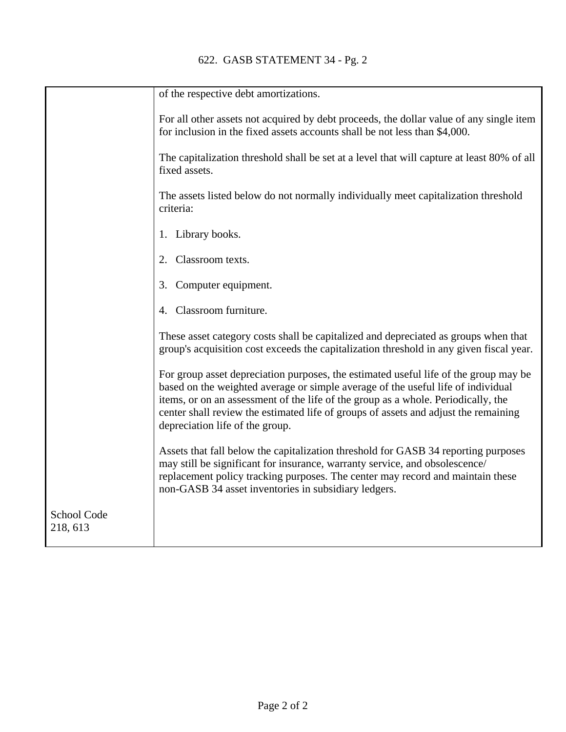of the respective debt amortizations.

For all other assets not acquired by debt proceeds, the dollar value of any single item for inclusion in the fixed assets accounts shall be not less than $4,000.

The capitalization threshold shall be set at a level that will capture at least 80% of all fixed assets.

The assets listed below do not normally individually meet capitalization threshold criteria:

1. Library books.

2. Classroom texts.

3. Computer equipment.

4. Classroom furniture.

These asset category costs shall be capitalized and depreciated as groups when that group's acquisition cost exceeds the capitalization threshold in any given fiscal year.

For group asset depreciation purposes, the estimated useful life of the group may be based on the weighted average or simple average of the useful life of individual items, or on an assessment of the life of the group as a whole. Periodically, the center shall review the estimated life of groups of assets and adjust the remaining depreciation life of the group.

Assets that fall below the capitalization threshold for GASB 34 reporting purposes may still be significant for insurance, warranty service, and obsolescence/ replacement policy tracking purposes. The center may record and maintain these non-GASB 34 asset inventories in subsidiary ledgers.

School Code
218, 613